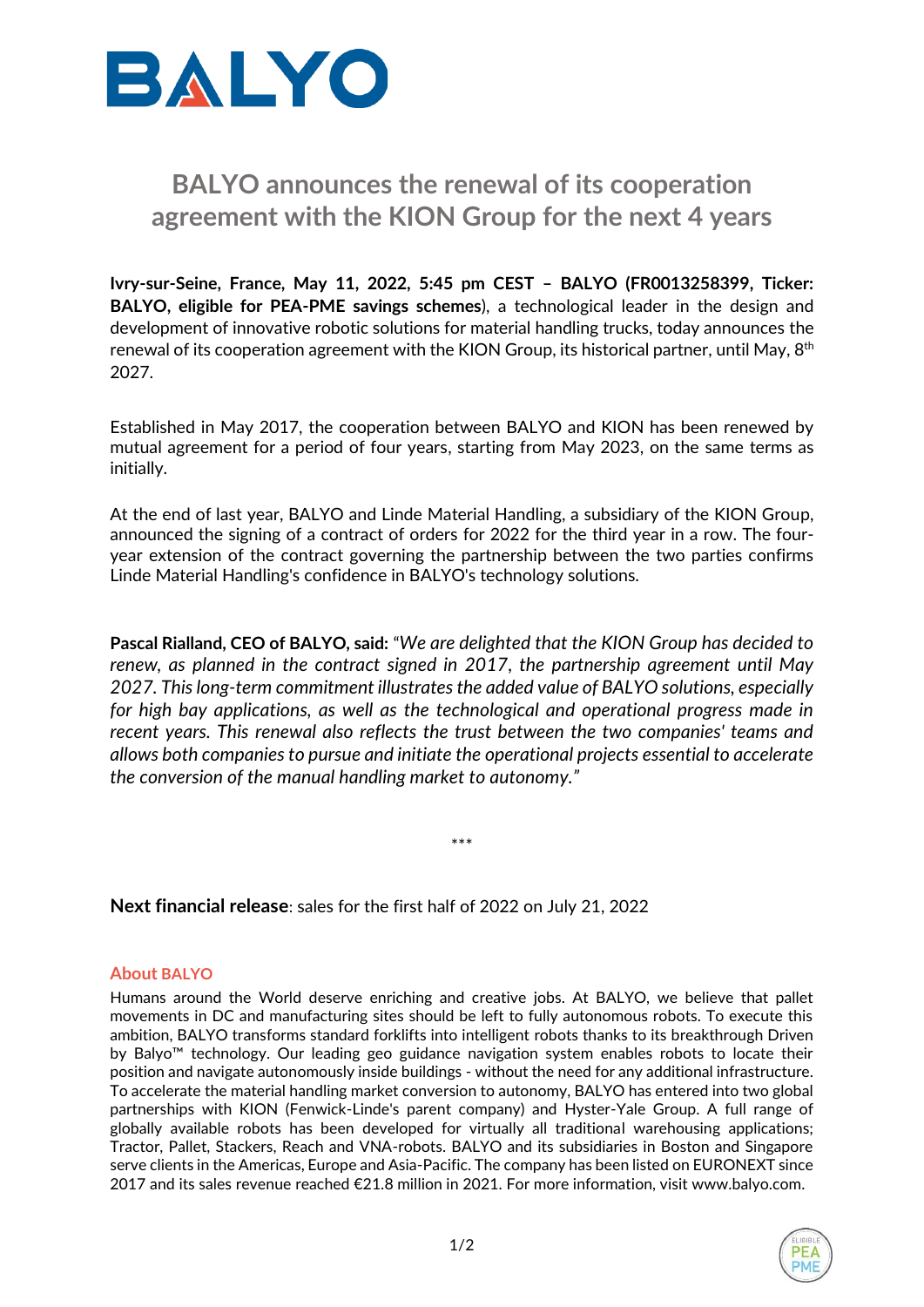BALYO

# BALYO announces the renewal of its cooperation agreement with the KION Group for the next 4 years

**Ivry-sur-Seine, France, May 11, 2022, 5:45 pm CEST – BALYO (FR0013258399, Ticker: BALYO, eligible for PEA-PME savings schemes**), a technological leader in the design and development of innovative robotic solutions for material handling trucks, today announces the renewal of its cooperation agreement with the KION Group, its historical partner, until May, 8th 2027.

Established in May 2017, the cooperation between BALYO and KION has been renewed by mutual agreement for a period of four years, starting from May 2023, on the same terms as initially.

At the end of last year, BALYO and Linde Material Handling, a subsidiary of the KION Group, announced the signing of a contract of orders for 2022 for the third year in a row. The four-year extension of the contract governing the partnership between the two parties confirms Linde Material Handling's confidence in BALYO's technology solutions.

**Pascal Rialland, CEO of BALYO, said:** "*We are delighted that the KION Group has decided to renew, as planned in the contract signed in 2017, the partnership agreement until May 2027. This long-term commitment illustrates the added value of BALYO solutions, especially for high bay applications, as well as the technological and operational progress made in recent years. This renewal also reflects the trust between the two companies' teams and allows both companies to pursue and initiate the operational projects essential to accelerate the conversion of the manual handling market to autonomy.*"

***

**Next financial release**: sales for the first half of 2022 on July 21, 2022

## About BALYO

Humans around the World deserve enriching and creative jobs. At BALYO, we believe that pallet movements in DC and manufacturing sites should be left to fully autonomous robots. To execute this ambition, BALYO transforms standard forklifts into intelligent robots thanks to its breakthrough Driven by Balyo™ technology. Our leading geo guidance navigation system enables robots to locate their position and navigate autonomously inside buildings - without the need for any additional infrastructure. To accelerate the material handling market conversion to autonomy, BALYO has entered into two global partnerships with KION (Fenwick-Linde's parent company) and Hyster-Yale Group. A full range of globally available robots has been developed for virtually all traditional warehousing applications; Tractor, Pallet, Stackers, Reach and VNA-robots. BALYO and its subsidiaries in Boston and Singapore serve clients in the Americas, Europe and Asia-Pacific. The company has been listed on EURONEXT since 2017 and its sales revenue reached €21.8 million in 2021. For more information, visit www.balyo.com.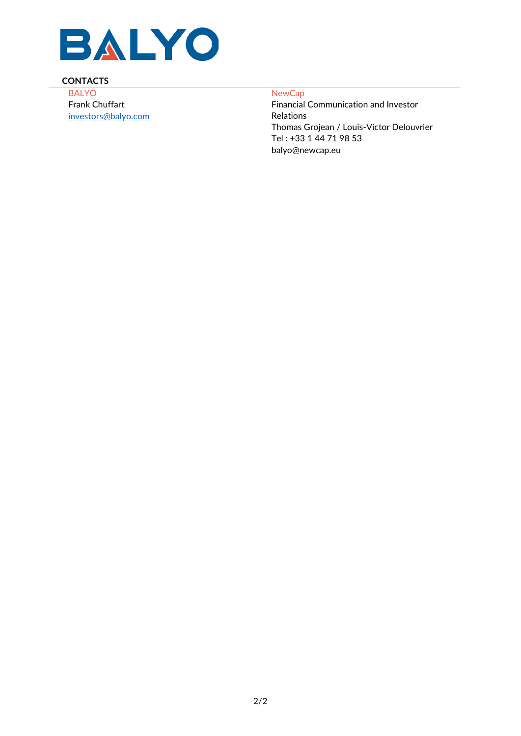**CONTACTS**

BALYO
Frank Chuffart
investors@balyo.com

NewCap
Financial Communication and Investor Relations
Thomas Grojean / Louis-Victor Delouvrier
Tel : +33 1 44 71 98 53
balyo@newcap.eu